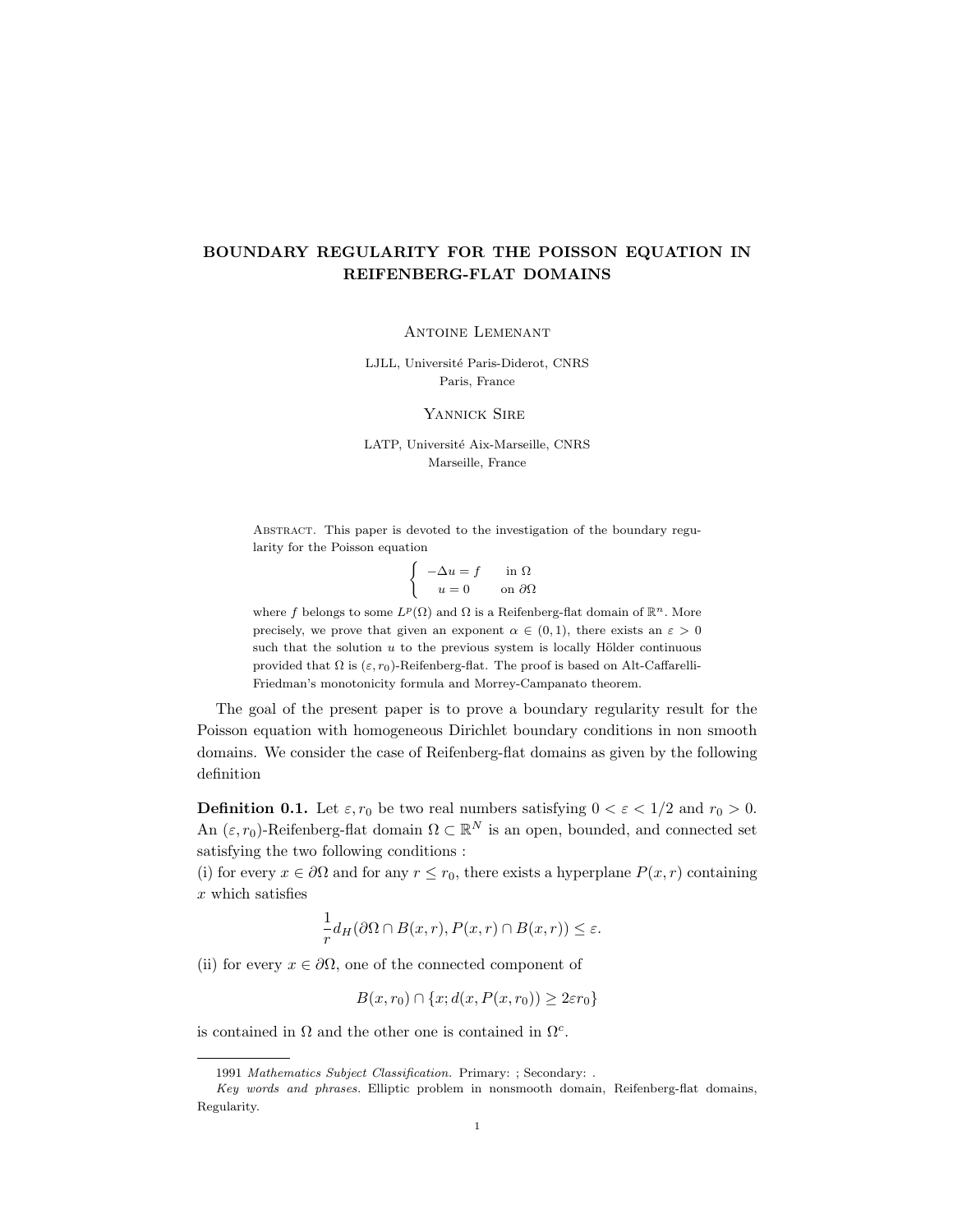# BOUNDARY REGULARITY FOR THE POISSON EQUATION IN REIFENBERG-FLAT DOMAINS

Antoine Lemenant

LJLL, Université Paris-Diderot, CNRS
Paris, France

Yannick Sire

LATP, Université Aix-Marseille, CNRS
Marseille, France

Abstract. This paper is devoted to the investigation of the boundary regularity for the Poisson equation

$$\begin{cases} -\Delta u = f & \text{in } \Omega \\ u = 0 & \text{on } \partial\Omega \end{cases}$$

where $f$ belongs to some $L^p(\Omega)$ and $\Omega$ is a Reifenberg-flat domain of $\mathbb{R}^n$. More precisely, we prove that given an exponent $\alpha \in (0,1)$, there exists an $\varepsilon > 0$ such that the solution $u$ to the previous system is locally Hölder continuous provided that $\Omega$ is $(\varepsilon, r_0)$-Reifenberg-flat. The proof is based on Alt-Caffarelli-Friedman's monotonicity formula and Morrey-Campanato theorem.

The goal of the present paper is to prove a boundary regularity result for the Poisson equation with homogeneous Dirichlet boundary conditions in non smooth domains. We consider the case of Reifenberg-flat domains as given by the following definition

**Definition 0.1.** Let $\varepsilon, r_0$ be two real numbers satisfying $0 < \varepsilon < 1/2$ and $r_0 > 0$. An $(\varepsilon, r_0)$-Reifenberg-flat domain $\Omega \subset \mathbb{R}^N$ is an open, bounded, and connected set satisfying the two following conditions :
(i) for every $x \in \partial\Omega$ and for any $r \leq r_0$, there exists a hyperplane $P(x,r)$ containing $x$ which satisfies

$$\frac{1}{r} d_H(\partial\Omega \cap B(x,r), P(x,r) \cap B(x,r)) \leq \varepsilon.$$

(ii) for every $x \in \partial\Omega$, one of the connected component of

$$B(x, r_0) \cap \{x; d(x, P(x, r_0)) \geq 2\varepsilon r_0\}$$

is contained in $\Omega$ and the other one is contained in $\Omega^c$.

---

1991 *Mathematics Subject Classification.* Primary: ; Secondary: .

*Key words and phrases.* Elliptic problem in nonsmooth domain, Reifenberg-flat domains, Regularity.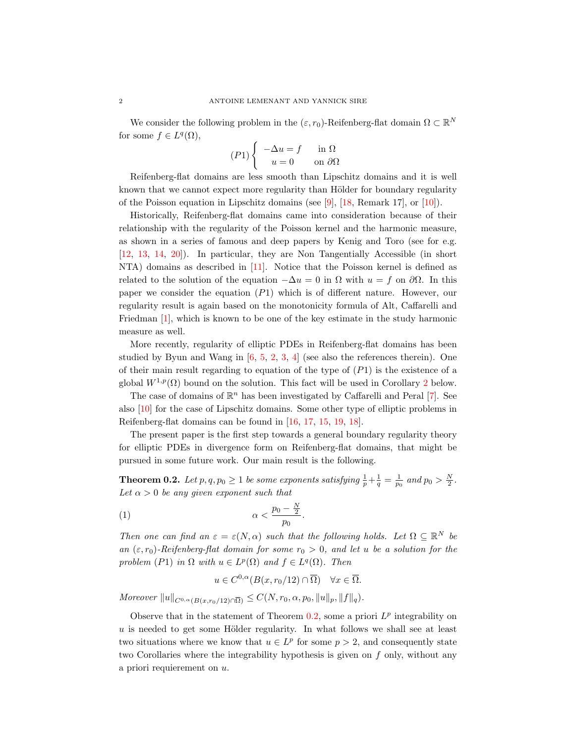We consider the following problem in the $(\varepsilon, r_0)$-Reifenberg-flat domain $\Omega \subset \mathbb{R}^N$ for some $f \in L^q(\Omega)$,

$$(P1)\begin{cases} -\Delta u = f & \text{in } \Omega \\ u = 0 & \text{on } \partial\Omega \end{cases}$$

Reifenberg-flat domains are less smooth than Lipschitz domains and it is well known that we cannot expect more regularity than Hölder for boundary regularity of the Poisson equation in Lipschitz domains (see [9], [18, Remark 17], or [10]).

Historically, Reifenberg-flat domains came into consideration because of their relationship with the regularity of the Poisson kernel and the harmonic measure, as shown in a series of famous and deep papers by Kenig and Toro (see for e.g. [12, 13, 14, 20]). In particular, they are Non Tangentially Accessible (in short NTA) domains as described in [11]. Notice that the Poisson kernel is defined as related to the solution of the equation $-\Delta u = 0$ in $\Omega$ with $u = f$ on $\partial\Omega$. In this paper we consider the equation $(P1)$ which is of different nature. However, our regularity result is again based on the monotonicity formula of Alt, Caffarelli and Friedman [1], which is known to be one of the key estimate in the study harmonic measure as well.

More recently, regularity of elliptic PDEs in Reifenberg-flat domains has been studied by Byun and Wang in [6, 5, 2, 3, 4] (see also the references therein). One of their main result regarding to equation of the type of $(P1)$ is the existence of a global $W^{1,p}(\Omega)$ bound on the solution. This fact will be used in Corollary 2 below.

The case of domains of $\mathbb{R}^n$ has been investigated by Caffarelli and Peral [7]. See also [10] for the case of Lipschitz domains. Some other type of elliptic problems in Reifenberg-flat domains can be found in [16, 17, 15, 19, 18].

The present paper is the first step towards a general boundary regularity theory for elliptic PDEs in divergence form on Reifenberg-flat domains, that might be pursued in some future work. Our main result is the following.

**Theorem 0.2.** *Let $p, q, p_0 \geq 1$ be some exponents satisfying $\frac{1}{p} + \frac{1}{q} = \frac{1}{p_0}$ and $p_0 > \frac{N}{2}$. Let $\alpha > 0$ be any given exponent such that*

$$\alpha < \frac{p_0 - \frac{N}{2}}{p_0}. \tag{1}$$

*Then one can find an $\varepsilon = \varepsilon(N, \alpha)$ such that the following holds. Let $\Omega \subseteq \mathbb{R}^N$ be an $(\varepsilon, r_0)$-Reifenberg-flat domain for some $r_0 > 0$, and let $u$ be a solution for the problem $(P1)$ in $\Omega$ with $u \in L^p(\Omega)$ and $f \in L^q(\Omega)$. Then*

$$u \in C^{0,\alpha}(B(x, r_0/12) \cap \overline{\Omega}) \quad \forall x \in \overline{\Omega}.$$

*Moreover $\|u\|_{C^{0,\alpha}(B(x,r_0/12)\cap\overline{\Omega})} \leq C(N, r_0, \alpha, p_0, \|u\|_p, \|f\|_q)$.*

Observe that in the statement of Theorem 0.2, some a priori $L^p$ integrability on $u$ is needed to get some Hölder regularity. In what follows we shall see at least two situations where we know that $u \in L^p$ for some $p > 2$, and consequently state two Corollaries where the integrability hypothesis is given on $f$ only, without any a priori requierement on $u$.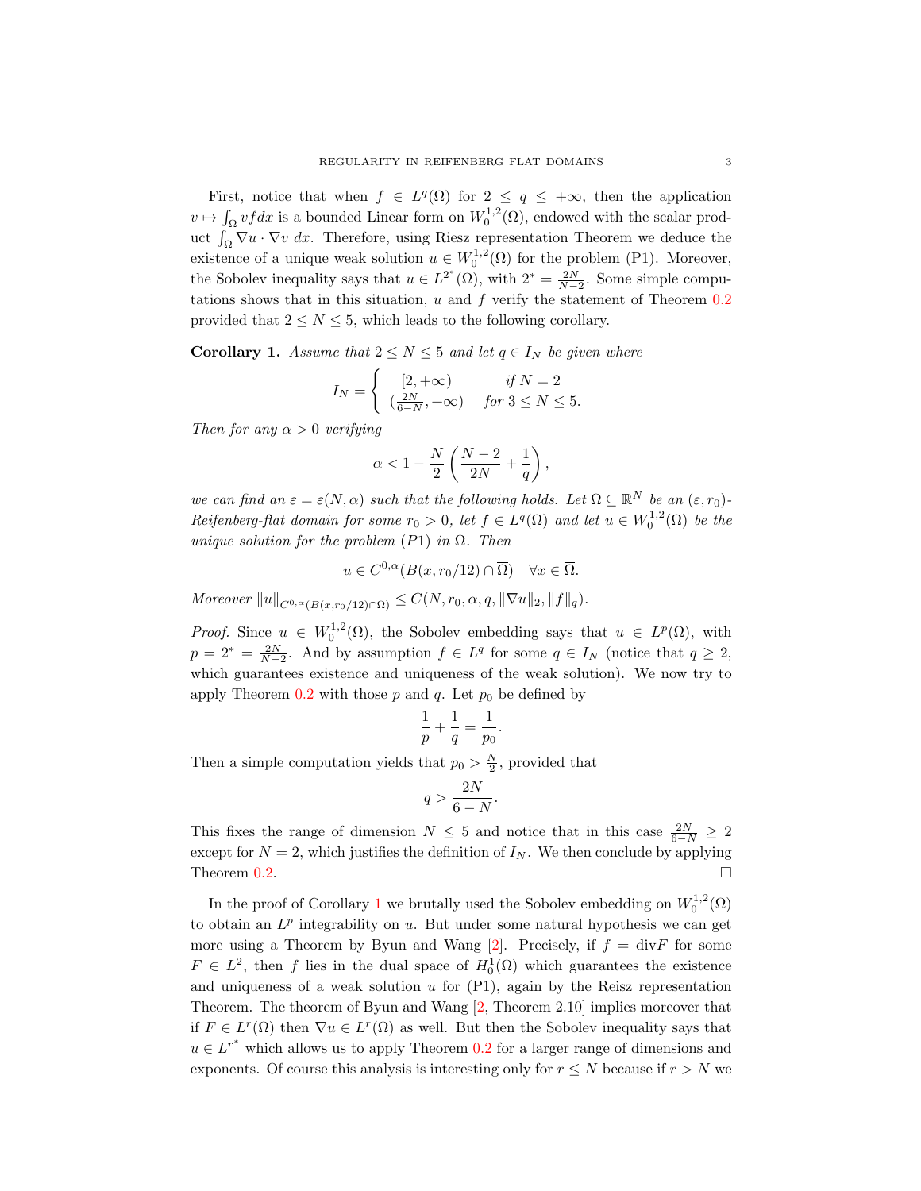First, notice that when $f \in L^q(\Omega)$ for $2 \leq q \leq +\infty$, then the application $v \mapsto \int_\Omega v f dx$ is a bounded Linear form on $W_0^{1,2}(\Omega)$, endowed with the scalar product $\int_\Omega \nabla u \cdot \nabla v \, dx$. Therefore, using Riesz representation Theorem we deduce the existence of a unique weak solution $u \in W_0^{1,2}(\Omega)$ for the problem (P1). Moreover, the Sobolev inequality says that $u \in L^{2^*}(\Omega)$, with $2^* = \frac{2N}{N-2}$. Some simple computations shows that in this situation, $u$ and $f$ verify the statement of Theorem 0.2 provided that $2 \leq N \leq 5$, which leads to the following corollary.

**Corollary 1.** *Assume that $2 \leq N \leq 5$ and let $q \in I_N$ be given where*

$$I_N = \begin{cases} [2, +\infty) & \text{if } N = 2 \\ (\frac{2N}{6-N}, +\infty) & \text{for } 3 \leq N \leq 5. \end{cases}$$

*Then for any $\alpha > 0$ verifying*

$$\alpha < 1 - \frac{N}{2}\left(\frac{N-2}{2N} + \frac{1}{q}\right),$$

*we can find an $\varepsilon = \varepsilon(N, \alpha)$ such that the following holds. Let $\Omega \subseteq \mathbb{R}^N$ be an $(\varepsilon, r_0)$-Reifenberg-flat domain for some $r_0 > 0$, let $f \in L^q(\Omega)$ and let $u \in W_0^{1,2}(\Omega)$ be the unique solution for the problem $(P1)$ in $\Omega$. Then*

$$u \in C^{0,\alpha}(B(x, r_0/12) \cap \overline{\Omega}) \quad \forall x \in \overline{\Omega}.$$

*Moreover* $\|u\|_{C^{0,\alpha}(B(x,r_0/12)\cap\overline{\Omega})} \leq C(N, r_0, \alpha, q, \|\nabla u\|_2, \|f\|_q)$.

*Proof.* Since $u \in W_0^{1,2}(\Omega)$, the Sobolev embedding says that $u \in L^p(\Omega)$, with $p = 2^* = \frac{2N}{N-2}$. And by assumption $f \in L^q$ for some $q \in I_N$ (notice that $q \geq 2$, which guarantees existence and uniqueness of the weak solution). We now try to apply Theorem 0.2 with those $p$ and $q$. Let $p_0$ be defined by

$$\frac{1}{p} + \frac{1}{q} = \frac{1}{p_0}.$$

Then a simple computation yields that $p_0 > \frac{N}{2}$, provided that

$$q > \frac{2N}{6-N}.$$

This fixes the range of dimension $N \leq 5$ and notice that in this case $\frac{2N}{6-N} \geq 2$ except for $N = 2$, which justifies the definition of $I_N$. We then conclude by applying Theorem 0.2. □

In the proof of Corollary 1 we brutally used the Sobolev embedding on $W_0^{1,2}(\Omega)$ to obtain an $L^p$ integrability on $u$. But under some natural hypothesis we can get more using a Theorem by Byun and Wang [2]. Precisely, if $f = \mathrm{div} F$ for some $F \in L^2$, then $f$ lies in the dual space of $H_0^1(\Omega)$ which guarantees the existence and uniqueness of a weak solution $u$ for (P1), again by the Reisz representation Theorem. The theorem of Byun and Wang [2, Theorem 2.10] implies moreover that if $F \in L^r(\Omega)$ then $\nabla u \in L^r(\Omega)$ as well. But then the Sobolev inequality says that $u \in L^{r^*}$ which allows us to apply Theorem 0.2 for a larger range of dimensions and exponents. Of course this analysis is interesting only for $r \leq N$ because if $r > N$ we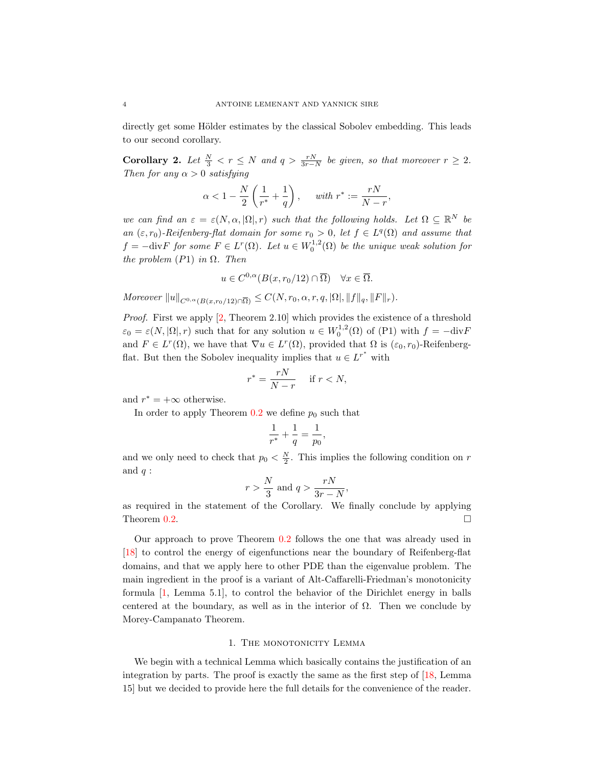directly get some Hölder estimates by the classical Sobolev embedding. This leads to our second corollary.

**Corollary 2.** *Let $\frac{N}{3} < r \leq N$ and $q > \frac{rN}{3r-N}$ be given, so that moreover $r \geq 2$. Then for any $\alpha > 0$ satisfying*

$$\alpha < 1 - \frac{N}{2}\left(\frac{1}{r^*} + \frac{1}{q}\right), \qquad \text{with } r^* := \frac{rN}{N-r},$$

*we can find an $\varepsilon = \varepsilon(N, \alpha, |\Omega|, r)$ such that the following holds. Let $\Omega \subseteq \mathbb{R}^N$ be an $(\varepsilon, r_0)$-Reifenberg-flat domain for some $r_0 > 0$, let $f \in L^q(\Omega)$ and assume that $f = -\mathrm{div} F$ for some $F \in L^r(\Omega)$. Let $u \in W_0^{1,2}(\Omega)$ be the unique weak solution for the problem $(P1)$ in $\Omega$. Then*

$$u \in C^{0,\alpha}(B(x, r_0/12) \cap \overline{\Omega}) \quad \forall x \in \overline{\Omega}.$$

*Moreover $\|u\|_{C^{0,\alpha}(B(x,r_0/12)\cap\overline{\Omega})} \leq C(N, r_0, \alpha, r, q, |\Omega|, \|f\|_q, \|F\|_r)$.*

*Proof.* First we apply [2, Theorem 2.10] which provides the existence of a threshold $\varepsilon_0 = \varepsilon(N, |\Omega|, r)$ such that for any solution $u \in W_0^{1,2}(\Omega)$ of (P1) with $f = -\mathrm{div} F$ and $F \in L^r(\Omega)$, we have that $\nabla u \in L^r(\Omega)$, provided that $\Omega$ is $(\varepsilon_0, r_0)$-Reifenberg-flat. But then the Sobolev inequality implies that $u \in L^{r^*}$ with

$$r^* = \frac{rN}{N-r} \quad \text{ if } r < N,$$

and $r^* = +\infty$ otherwise.

In order to apply Theorem 0.2 we define $p_0$ such that

$$\frac{1}{r^*} + \frac{1}{q} = \frac{1}{p_0},$$

and we only need to check that $p_0 < \frac{N}{2}$. This implies the following condition on $r$ and $q$ :

$$r > \frac{N}{3} \text{ and } q > \frac{rN}{3r-N},$$

as required in the statement of the Corollary. We finally conclude by applying Theorem 0.2. $\square$

Our approach to prove Theorem 0.2 follows the one that was already used in [18] to control the energy of eigenfunctions near the boundary of Reifenberg-flat domains, and that we apply here to other PDE than the eigenvalue problem. The main ingredient in the proof is a variant of Alt-Caffarelli-Friedman's monotonicity formula [1, Lemma 5.1], to control the behavior of the Dirichlet energy in balls centered at the boundary, as well as in the interior of $\Omega$. Then we conclude by Morey-Campanato Theorem.

## 1. The monotonicity Lemma

We begin with a technical Lemma which basically contains the justification of an integration by parts. The proof is exactly the same as the first step of [18, Lemma 15] but we decided to provide here the full details for the convenience of the reader.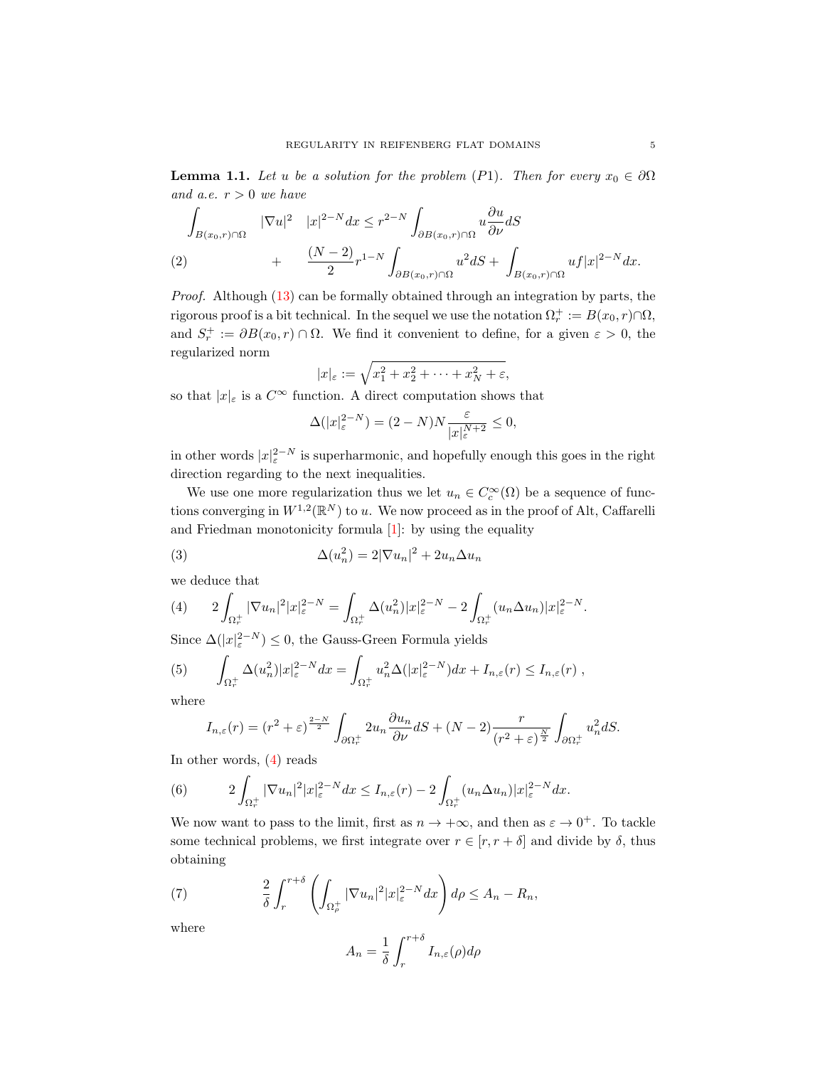**Lemma 1.1.** *Let $u$ be a solution for the problem (P1). Then for every $x_0 \in \partial\Omega$ and a.e. $r > 0$ we have*

$$
\begin{aligned}
\int_{B(x_0,r)\cap\Omega} |\nabla u|^2 \quad |x|^{2-N} dx \le r^{2-N} \int_{\partial B(x_0,r)\cap\Omega} u \frac{\partial u}{\partial \nu} dS \\
+ \quad \frac{(N-2)}{2} r^{1-N} \int_{\partial B(x_0,r)\cap\Omega} u^2 dS + \int_{B(x_0,r)\cap\Omega} uf|x|^{2-N} dx.
\end{aligned} \tag{2}
$$

*Proof.* Although (13) can be formally obtained through an integration by parts, the rigorous proof is a bit technical. In the sequel we use the notation $\Omega_r^+ := B(x_0,r)\cap\Omega$, and $S_r^+ := \partial B(x_0,r)\cap\Omega$. We find it convenient to define, for a given $\varepsilon > 0$, the regularized norm

$$
|x|_\varepsilon := \sqrt{x_1^2 + x_2^2 + \cdots + x_N^2 + \varepsilon},
$$

so that $|x|_\varepsilon$ is a $C^\infty$ function. A direct computation shows that

$$
\Delta(|x|_\varepsilon^{2-N}) = (2-N)N \frac{\varepsilon}{|x|_\varepsilon^{N+2}} \le 0,
$$

in other words $|x|_\varepsilon^{2-N}$ is superharmonic, and hopefully enough this goes in the right direction regarding to the next inequalities.

We use one more regularization thus we let $u_n \in C_c^\infty(\Omega)$ be a sequence of functions converging in $W^{1,2}(\mathbb{R}^N)$ to $u$. We now proceed as in the proof of Alt, Caffarelli and Friedman monotonicity formula [1]: by using the equality

$$
\Delta(u_n^2) = 2|\nabla u_n|^2 + 2u_n \Delta u_n \tag{3}
$$

we deduce that

$$
2\int_{\Omega_r^+} |\nabla u_n|^2 |x|_\varepsilon^{2-N} = \int_{\Omega_r^+} \Delta(u_n^2)|x|_\varepsilon^{2-N} - 2\int_{\Omega_r^+} (u_n \Delta u_n)|x|_\varepsilon^{2-N}. \tag{4}
$$

Since $\Delta(|x|_\varepsilon^{2-N}) \le 0$, the Gauss-Green Formula yields

$$
\int_{\Omega_r^+} \Delta(u_n^2)|x|_\varepsilon^{2-N} dx = \int_{\Omega_r^+} u_n^2 \Delta(|x|_\varepsilon^{2-N}) dx + I_{n,\varepsilon}(r) \le I_{n,\varepsilon}(r)\ , \tag{5}
$$

where

$$
I_{n,\varepsilon}(r) = (r^2+\varepsilon)^{\frac{2-N}{2}} \int_{\partial\Omega_r^+} 2u_n \frac{\partial u_n}{\partial \nu} dS + (N-2)\frac{r}{(r^2+\varepsilon)^{\frac{N}{2}}} \int_{\partial\Omega_r^+} u_n^2 dS.
$$

In other words, (4) reads

$$
2\int_{\Omega_r^+} |\nabla u_n|^2 |x|_\varepsilon^{2-N} dx \le I_{n,\varepsilon}(r) - 2\int_{\Omega_r^+} (u_n \Delta u_n)|x|_\varepsilon^{2-N} dx. \tag{6}
$$

We now want to pass to the limit, first as $n \to +\infty$, and then as $\varepsilon \to 0^+$. To tackle some technical problems, we first integrate over $r \in [r, r+\delta]$ and divide by $\delta$, thus obtaining

$$
\frac{2}{\delta}\int_r^{r+\delta} \left( \int_{\Omega_\rho^+} |\nabla u_n|^2 |x|_\varepsilon^{2-N} dx \right) d\rho \le A_n - R_n, \tag{7}
$$

where

$$
A_n = \frac{1}{\delta}\int_r^{r+\delta} I_{n,\varepsilon}(\rho) d\rho
$$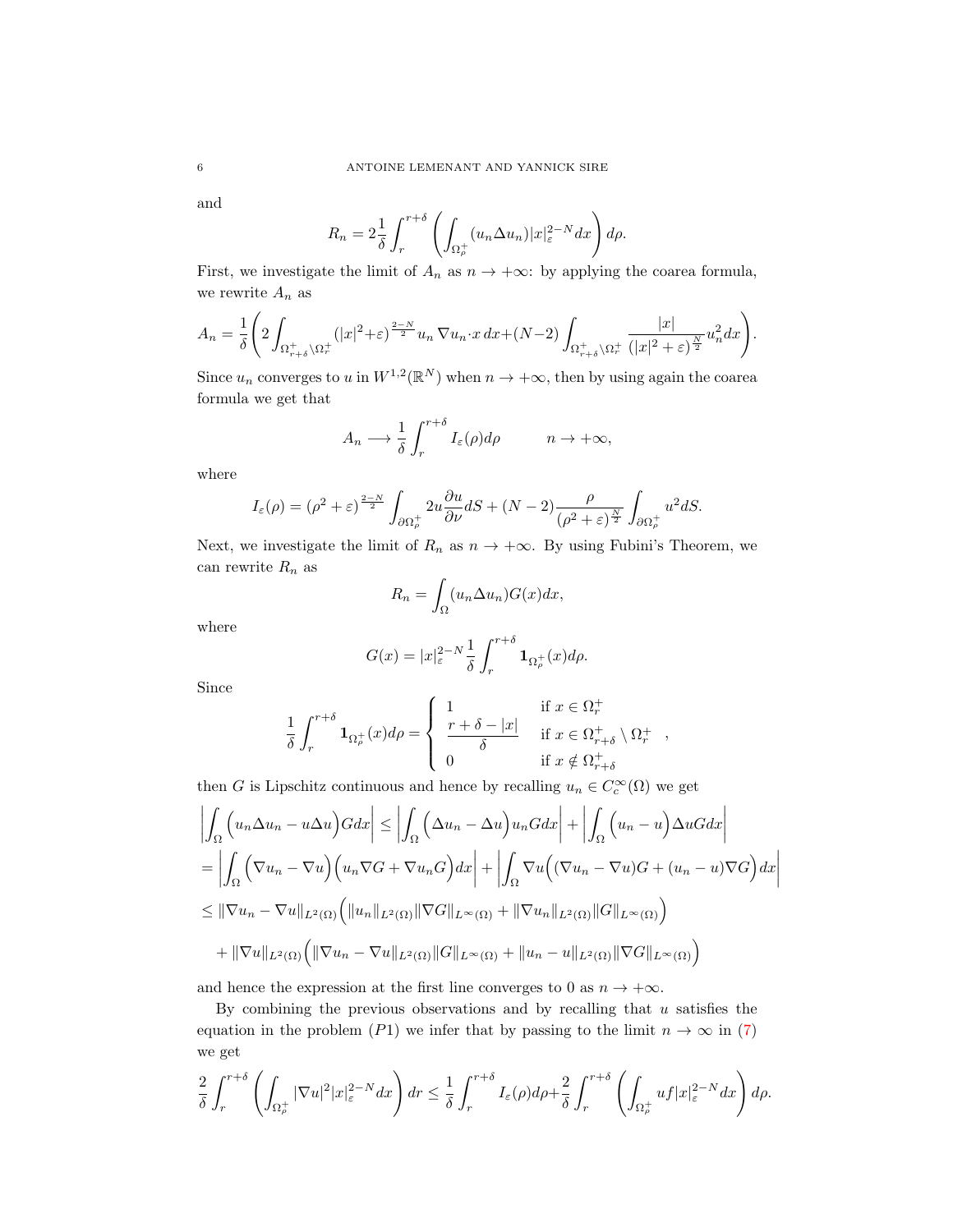and

$$R_n = 2\frac{1}{\delta}\int_r^{r+\delta}\left(\int_{\Omega_\rho^+}(u_n\Delta u_n)|x|_\varepsilon^{2-N}dx\right)d\rho.$$

First, we investigate the limit of $A_n$ as $n \to +\infty$: by applying the coarea formula, we rewrite $A_n$ as

$$A_n = \frac{1}{\delta}\left(2\int_{\Omega_{r+\delta}^+\setminus\Omega_r^+}(|x|^2+\varepsilon)^{\frac{2-N}{2}}u_n\,\nabla u_n\cdot x\,dx+(N-2)\int_{\Omega_{r+\delta}^+\setminus\Omega_r^+}\frac{|x|}{(|x|^2+\varepsilon)^{\frac{N}{2}}}u_n^2dx\right).$$

Since $u_n$ converges to $u$ in $W^{1,2}(\mathbb{R}^N)$ when $n \to +\infty$, then by using again the coarea formula we get that

$$A_n \longrightarrow \frac{1}{\delta}\int_r^{r+\delta}I_\varepsilon(\rho)d\rho \qquad n \to +\infty,$$

where

$$I_\varepsilon(\rho) = (\rho^2+\varepsilon)^{\frac{2-N}{2}}\int_{\partial\Omega_\rho^+}2u\frac{\partial u}{\partial\nu}dS + (N-2)\frac{\rho}{(\rho^2+\varepsilon)^{\frac{N}{2}}}\int_{\partial\Omega_\rho^+}u^2dS.$$

Next, we investigate the limit of $R_n$ as $n \to +\infty$. By using Fubini's Theorem, we can rewrite $R_n$ as

$$R_n = \int_\Omega(u_n\Delta u_n)G(x)dx,$$

where

$$G(x) = |x|_\varepsilon^{2-N}\frac{1}{\delta}\int_r^{r+\delta}\mathbf{1}_{\Omega_\rho^+}(x)d\rho.$$

Since

$$\frac{1}{\delta}\int_r^{r+\delta}\mathbf{1}_{\Omega_\rho^+}(x)d\rho = \begin{cases} 1 & \text{if } x\in\Omega_r^+ \\ \dfrac{r+\delta-|x|}{\delta} & \text{if } x\in\Omega_{r+\delta}^+\setminus\Omega_r^+ \\ 0 & \text{if } x\notin\Omega_{r+\delta}^+ \end{cases},$$

then $G$ is Lipschitz continuous and hence by recalling $u_n \in C_c^\infty(\Omega)$ we get

$$\begin{aligned}
&\left|\int_\Omega\Big(u_n\Delta u_n - u\Delta u\Big)Gdx\right| \le \left|\int_\Omega\Big(\Delta u_n - \Delta u\Big)u_nGdx\right| + \left|\int_\Omega\Big(u_n - u\Big)\Delta uGdx\right| \\
&= \left|\int_\Omega\Big(\nabla u_n - \nabla u\Big)\Big(u_n\nabla G + \nabla u_nG\Big)dx\right| + \left|\int_\Omega\nabla u\Big((\nabla u_n - \nabla u)G + (u_n-u)\nabla G\Big)dx\right| \\
&\le \|\nabla u_n - \nabla u\|_{L^2(\Omega)}\Big(\|u_n\|_{L^2(\Omega)}\|\nabla G\|_{L^\infty(\Omega)} + \|\nabla u_n\|_{L^2(\Omega)}\|G\|_{L^\infty(\Omega)}\Big) \\
&\quad + \|\nabla u\|_{L^2(\Omega)}\Big(\|\nabla u_n - \nabla u\|_{L^2(\Omega)}\|G\|_{L^\infty(\Omega)} + \|u_n - u\|_{L^2(\Omega)}\|\nabla G\|_{L^\infty(\Omega)}\Big)
\end{aligned}$$

and hence the expression at the first line converges to 0 as $n \to +\infty$.

By combining the previous observations and by recalling that $u$ satisfies the equation in the problem $(P1)$ we infer that by passing to the limit $n \to \infty$ in (7) we get

$$\frac{2}{\delta}\int_r^{r+\delta}\left(\int_{\Omega_\rho^+}|\nabla u|^2|x|_\varepsilon^{2-N}dx\right)dr \le \frac{1}{\delta}\int_r^{r+\delta}I_\varepsilon(\rho)d\rho + \frac{2}{\delta}\int_r^{r+\delta}\left(\int_{\Omega_\rho^+}uf|x|_\varepsilon^{2-N}dx\right)d\rho.$$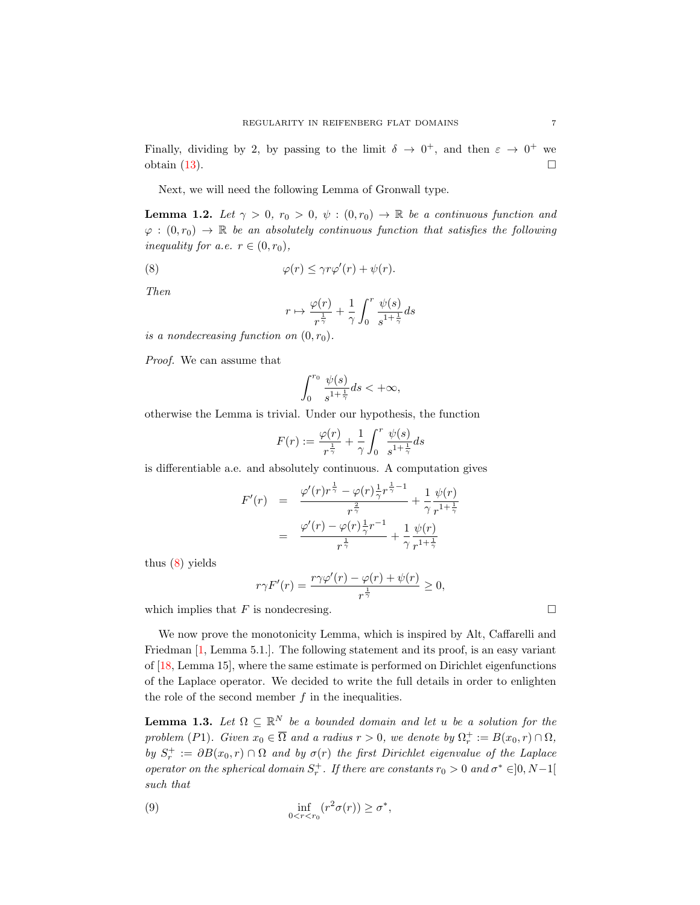Finally, dividing by 2, by passing to the limit $\delta \to 0^+$, and then $\varepsilon \to 0^+$ we obtain (13). $\square$

Next, we will need the following Lemma of Gronwall type.

**Lemma 1.2.** *Let $\gamma > 0$, $r_0 > 0$, $\psi : (0, r_0) \to \mathbb{R}$ be a continuous function and $\varphi : (0, r_0) \to \mathbb{R}$ be an absolutely continuous function that satisfies the following inequality for a.e. $r \in (0, r_0)$,*

$$\varphi(r) \leq \gamma r \varphi'(r) + \psi(r). \tag{8}$$

*Then*

$$r \mapsto \frac{\varphi(r)}{r^{\frac{1}{\gamma}}} + \frac{1}{\gamma}\int_0^r \frac{\psi(s)}{s^{1+\frac{1}{\gamma}}}ds$$

*is a nondecreasing function on $(0, r_0)$.*

*Proof.* We can assume that

$$\int_0^{r_0} \frac{\psi(s)}{s^{1+\frac{1}{\gamma}}}ds < +\infty,$$

otherwise the Lemma is trivial. Under our hypothesis, the function

$$F(r) := \frac{\varphi(r)}{r^{\frac{1}{\gamma}}} + \frac{1}{\gamma}\int_0^r \frac{\psi(s)}{s^{1+\frac{1}{\gamma}}}ds$$

is differentiable a.e. and absolutely continuous. A computation gives

$$\begin{aligned}
F'(r) &= \frac{\varphi'(r) r^{\frac{1}{\gamma}} - \varphi(r)\frac{1}{\gamma} r^{\frac{1}{\gamma}-1}}{r^{\frac{2}{\gamma}}} + \frac{1}{\gamma}\frac{\psi(r)}{r^{1+\frac{1}{\gamma}}} \\
&= \frac{\varphi'(r) - \varphi(r)\frac{1}{\gamma} r^{-1}}{r^{\frac{1}{\gamma}}} + \frac{1}{\gamma}\frac{\psi(r)}{r^{1+\frac{1}{\gamma}}}
\end{aligned}$$

thus (8) yields

$$r\gamma F'(r) = \frac{r\gamma\varphi'(r) - \varphi(r) + \psi(r)}{r^{\frac{1}{\gamma}}} \geq 0,$$

which implies that $F$ is nondecresing. $\square$

We now prove the monotonicity Lemma, which is inspired by Alt, Caffarelli and Friedman [1, Lemma 5.1.]. The following statement and its proof, is an easy variant of [18, Lemma 15], where the same estimate is performed on Dirichlet eigenfunctions of the Laplace operator. We decided to write the full details in order to enlighten the role of the second member $f$ in the inequalities.

**Lemma 1.3.** *Let $\Omega \subseteq \mathbb{R}^N$ be a bounded domain and let $u$ be a solution for the problem (P1). Given $x_0 \in \overline{\Omega}$ and a radius $r > 0$, we denote by $\Omega_r^+ := B(x_0, r) \cap \Omega$, by $S_r^+ := \partial B(x_0, r) \cap \Omega$ and by $\sigma(r)$ the first Dirichlet eigenvalue of the Laplace operator on the spherical domain $S_r^+$. If there are constants $r_0 > 0$ and $\sigma^* \in ]0, N-1[$ such that*

$$\inf_{0<r<r_0} (r^2\sigma(r)) \geq \sigma^*, \tag{9}$$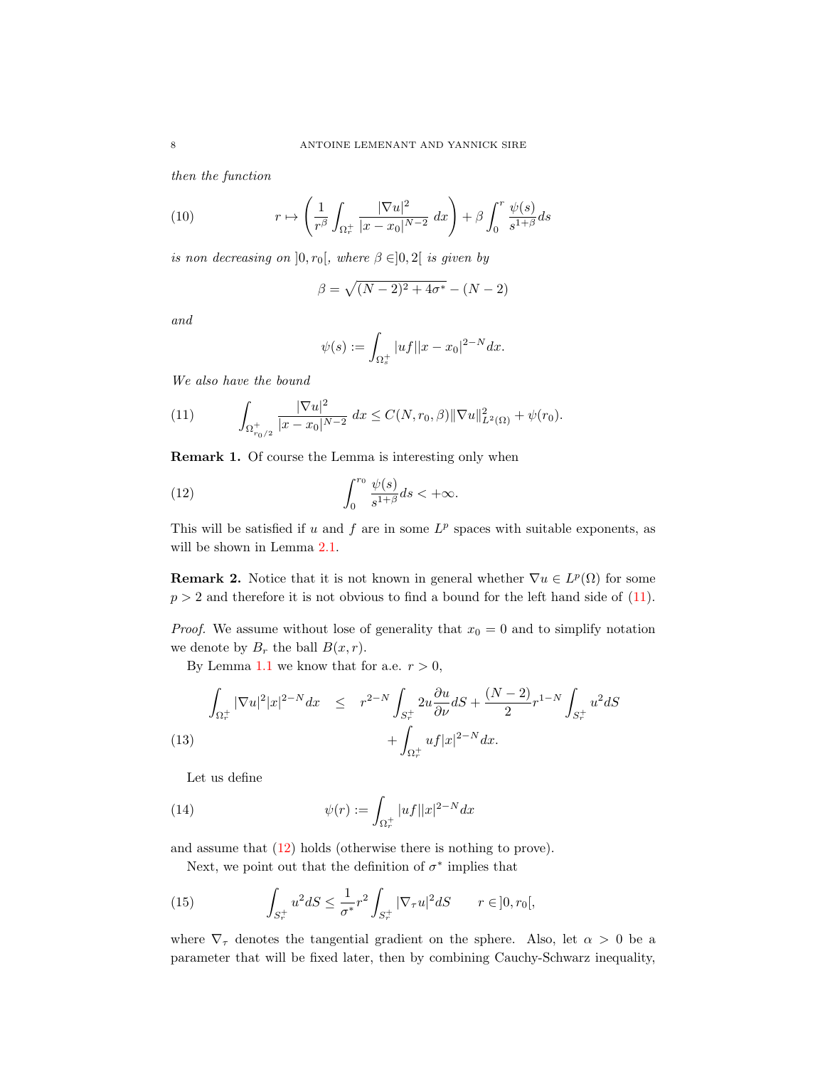*then the function*

$$
r \mapsto \left( \frac{1}{r^\beta} \int_{\Omega_r^+} \frac{|\nabla u|^2}{|x-x_0|^{N-2}} \, dx \right) + \beta \int_0^r \frac{\psi(s)}{s^{1+\beta}} ds \tag{10}
$$

*is non decreasing on* $]0, r_0[$*, where* $\beta \in ]0,2[$ *is given by*

$$
\beta = \sqrt{(N-2)^2 + 4\sigma^*} - (N-2)
$$

*and*

$$
\psi(s) := \int_{\Omega_s^+} |uf| |x-x_0|^{2-N} dx.
$$

*We also have the bound*

$$
\int_{\Omega_{r_0/2}^+} \frac{|\nabla u|^2}{|x-x_0|^{N-2}} \, dx \leq C(N, r_0, \beta) \|\nabla u\|_{L^2(\Omega)}^2 + \psi(r_0). \tag{11}
$$

**Remark 1.** Of course the Lemma is interesting only when

$$
\int_0^{r_0} \frac{\psi(s)}{s^{1+\beta}} ds < +\infty. \tag{12}
$$

This will be satisfied if $u$ and $f$ are in some $L^p$ spaces with suitable exponents, as will be shown in Lemma 2.1.

**Remark 2.** Notice that it is not known in general whether $\nabla u \in L^p(\Omega)$ for some $p > 2$ and therefore it is not obvious to find a bound for the left hand side of (11).

*Proof.* We assume without lose of generality that $x_0 = 0$ and to simplify notation we denote by $B_r$ the ball $B(x, r)$.

By Lemma 1.1 we know that for a.e. $r > 0$,

$$
\begin{aligned}
\int_{\Omega_r^+} |\nabla u|^2 |x|^{2-N} dx \quad &\leq \quad r^{2-N} \int_{S_r^+} 2u \frac{\partial u}{\partial \nu} dS + \frac{(N-2)}{2} r^{1-N} \int_{S_r^+} u^2 dS \\
&\qquad + \int_{\Omega_r^+} uf |x|^{2-N} dx.
\end{aligned} \tag{13}
$$

Let us define

$$
\psi(r) := \int_{\Omega_r^+} |uf| |x|^{2-N} dx \tag{14}
$$

and assume that (12) holds (otherwise there is nothing to prove).

Next, we point out that the definition of $\sigma^*$ implies that

$$
\int_{S_r^+} u^2 dS \leq \frac{1}{\sigma^*} r^2 \int_{S_r^+} |\nabla_\tau u|^2 dS \qquad r \in ]0, r_0[, \tag{15}
$$

where $\nabla_\tau$ denotes the tangential gradient on the sphere. Also, let $\alpha > 0$ be a parameter that will be fixed later, then by combining Cauchy-Schwarz inequality,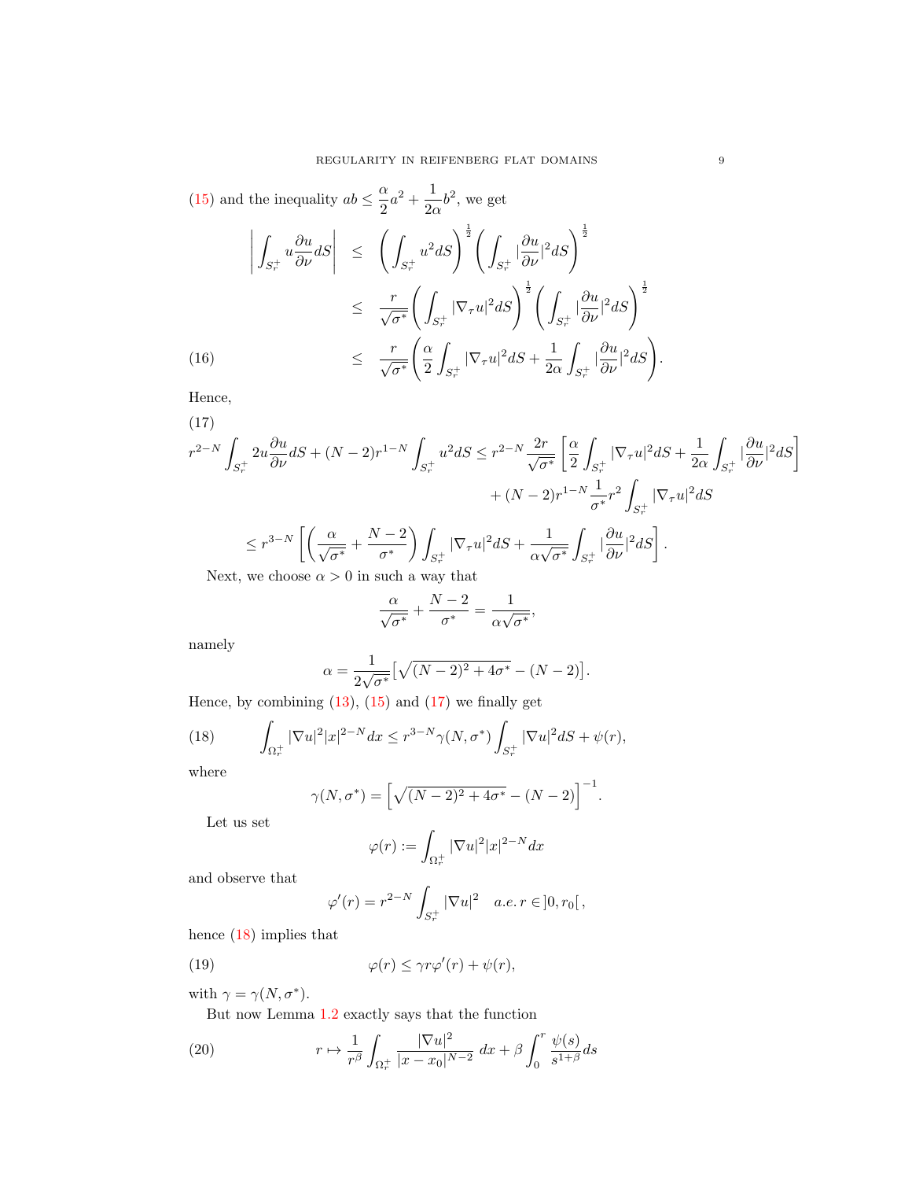(15) and the inequality $ab \leq \frac{\alpha}{2}a^2 + \frac{1}{2\alpha}b^2$, we get

$$
\begin{aligned}
\left| \int_{S_r^+} u \frac{\partial u}{\partial \nu} dS \right| &\leq \left( \int_{S_r^+} u^2 dS \right)^{\frac{1}{2}} \left( \int_{S_r^+} |\frac{\partial u}{\partial \nu}|^2 dS \right)^{\frac{1}{2}} \\
&\leq \frac{r}{\sqrt{\sigma^*}} \left( \int_{S_r^+} |\nabla_\tau u|^2 dS \right)^{\frac{1}{2}} \left( \int_{S_r^+} |\frac{\partial u}{\partial \nu}|^2 dS \right)^{\frac{1}{2}} \\
&\leq \frac{r}{\sqrt{\sigma^*}} \left( \frac{\alpha}{2} \int_{S_r^+} |\nabla_\tau u|^2 dS + \frac{1}{2\alpha} \int_{S_r^+} |\frac{\partial u}{\partial \nu}|^2 dS \right). \qquad (16)
\end{aligned}
$$

Hence,

(17)
$$
\begin{aligned}
r^{2-N} \int_{S_r^+} 2u \frac{\partial u}{\partial \nu} dS + (N-2) r^{1-N} \int_{S_r^+} u^2 dS &\leq r^{2-N} \frac{2r}{\sqrt{\sigma^*}} \left[ \frac{\alpha}{2} \int_{S_r^+} |\nabla_\tau u|^2 dS + \frac{1}{2\alpha} \int_{S_r^+} |\frac{\partial u}{\partial \nu}|^2 dS \right] \\
&\quad + (N-2) r^{1-N} \frac{1}{\sigma^*} r^2 \int_{S_r^+} |\nabla_\tau u|^2 dS \\
&\leq r^{3-N} \left[ \left( \frac{\alpha}{\sqrt{\sigma^*}} + \frac{N-2}{\sigma^*} \right) \int_{S_r^+} |\nabla_\tau u|^2 dS + \frac{1}{\alpha\sqrt{\sigma^*}} \int_{S_r^+} |\frac{\partial u}{\partial \nu}|^2 dS \right].
\end{aligned}
$$

Next, we choose $\alpha > 0$ in such a way that

$$
\frac{\alpha}{\sqrt{\sigma^*}} + \frac{N-2}{\sigma^*} = \frac{1}{\alpha\sqrt{\sigma^*}},
$$

namely

$$
\alpha = \frac{1}{2\sqrt{\sigma^*}} \left[ \sqrt{(N-2)^2 + 4\sigma^*} - (N-2) \right].
$$

Hence, by combining (13), (15) and (17) we finally get

$$
\int_{\Omega_r^+} |\nabla u|^2 |x|^{2-N} dx \leq r^{3-N} \gamma(N, \sigma^*) \int_{S_r^+} |\nabla u|^2 dS + \psi(r), \qquad (18)
$$

where

$$
\gamma(N, \sigma^*) = \left[ \sqrt{(N-2)^2 + 4\sigma^*} - (N-2) \right]^{-1}.
$$

Let us set

$$
\varphi(r) := \int_{\Omega_r^+} |\nabla u|^2 |x|^{2-N} dx
$$

and observe that

$$
\varphi'(r) = r^{2-N} \int_{S_r^+} |\nabla u|^2 \quad a.e.\, r \in ]0, r_0[\,,
$$

hence (18) implies that

$$
\varphi(r) \leq \gamma r \varphi'(r) + \psi(r), \qquad (19)
$$

with $\gamma = \gamma(N, \sigma^*)$.

But now Lemma 1.2 exactly says that the function

$$
r \mapsto \frac{1}{r^\beta} \int_{\Omega_r^+} \frac{|\nabla u|^2}{|x - x_0|^{N-2}} \, dx + \beta \int_0^r \frac{\psi(s)}{s^{1+\beta}} ds \qquad (20)
$$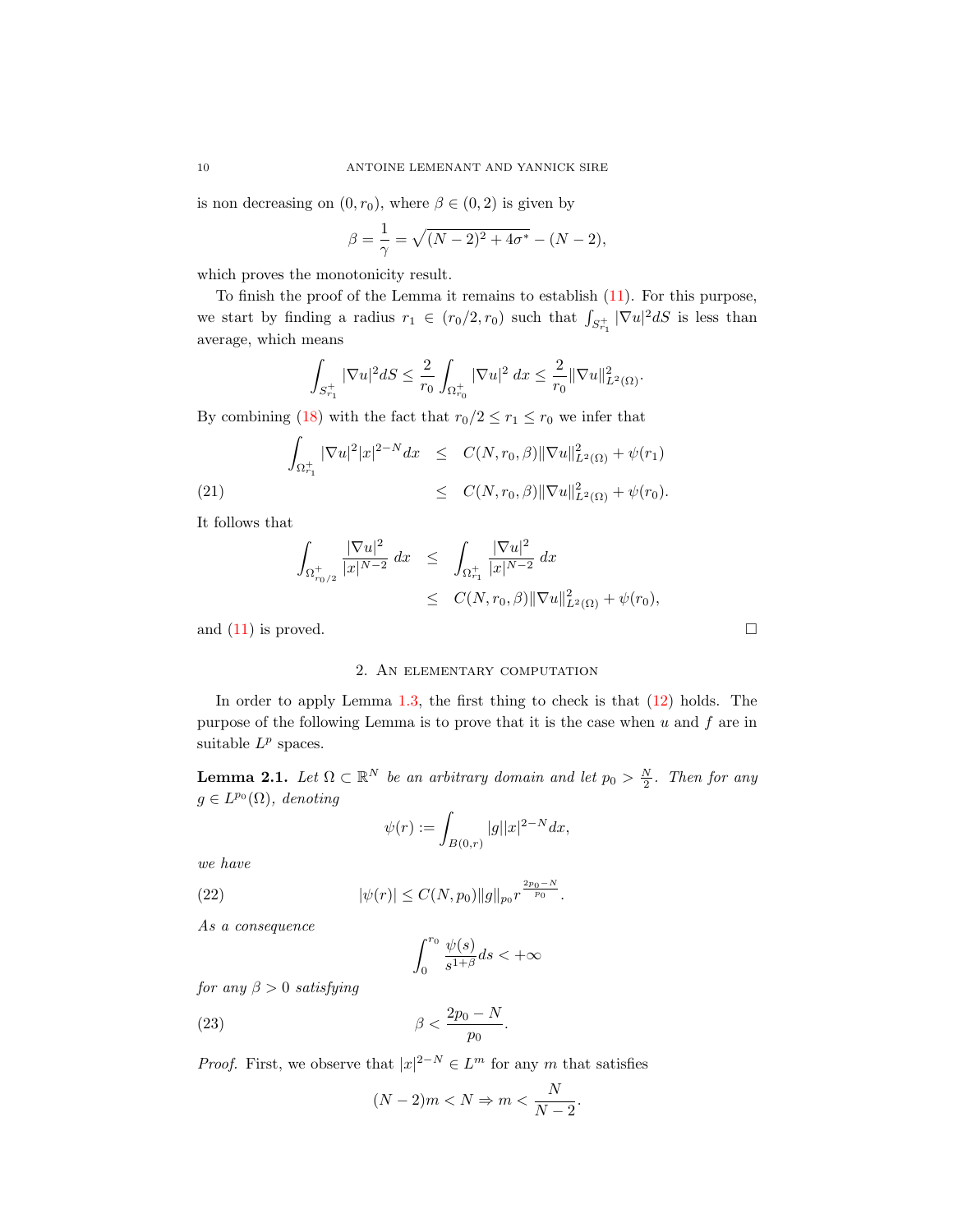is non decreasing on $(0, r_0)$, where $\beta \in (0,2)$ is given by

$$\beta = \frac{1}{\gamma} = \sqrt{(N-2)^2 + 4\sigma^*} - (N-2),$$

which proves the monotonicity result.

To finish the proof of the Lemma it remains to establish (11). For this purpose, we start by finding a radius $r_1 \in (r_0/2, r_0)$ such that $\int_{S^+_{r_1}} |\nabla u|^2 dS$ is less than average, which means

$$\int_{S^+_{r_1}} |\nabla u|^2 dS \leq \frac{2}{r_0} \int_{\Omega^+_{r_0}} |\nabla u|^2 \, dx \leq \frac{2}{r_0} \|\nabla u\|^2_{L^2(\Omega)}.$$

By combining (18) with the fact that $r_0/2 \leq r_1 \leq r_0$ we infer that

$$\begin{aligned} \int_{\Omega^+_{r_1}} |\nabla u|^2 |x|^{2-N} dx &\leq C(N, r_0, \beta) \|\nabla u\|^2_{L^2(\Omega)} + \psi(r_1) \\ &\leq C(N, r_0, \beta) \|\nabla u\|^2_{L^2(\Omega)} + \psi(r_0). \end{aligned} \tag{21}$$

It follows that

$$\begin{aligned} \int_{\Omega^+_{r_0/2}} \frac{|\nabla u|^2}{|x|^{N-2}} \, dx &\leq \int_{\Omega^+_{r_1}} \frac{|\nabla u|^2}{|x|^{N-2}} \, dx \\ &\leq C(N, r_0, \beta) \|\nabla u\|^2_{L^2(\Omega)} + \psi(r_0), \end{aligned}$$

and (11) is proved. □

## 2. An elementary computation

In order to apply Lemma 1.3, the first thing to check is that (12) holds. The purpose of the following Lemma is to prove that it is the case when $u$ and $f$ are in suitable $L^p$ spaces.

**Lemma 2.1.** *Let $\Omega \subset \mathbb{R}^N$ be an arbitrary domain and let $p_0 > \frac{N}{2}$. Then for any $g \in L^{p_0}(\Omega)$, denoting*

$$\psi(r) := \int_{B(0,r)} |g||x|^{2-N} dx,$$

*we have*

$$|\psi(r)| \leq C(N, p_0) \|g\|_{p_0} r^{\frac{2p_0 - N}{p_0}}. \tag{22}$$

*As a consequence*

$$\int_0^{r_0} \frac{\psi(s)}{s^{1+\beta}} ds < +\infty$$

*for any $\beta > 0$ satisfying*

$$\beta < \frac{2p_0 - N}{p_0}. \tag{23}$$

*Proof.* First, we observe that $|x|^{2-N} \in L^m$ for any $m$ that satisfies

$$(N-2)m < N \Rightarrow m < \frac{N}{N-2}.$$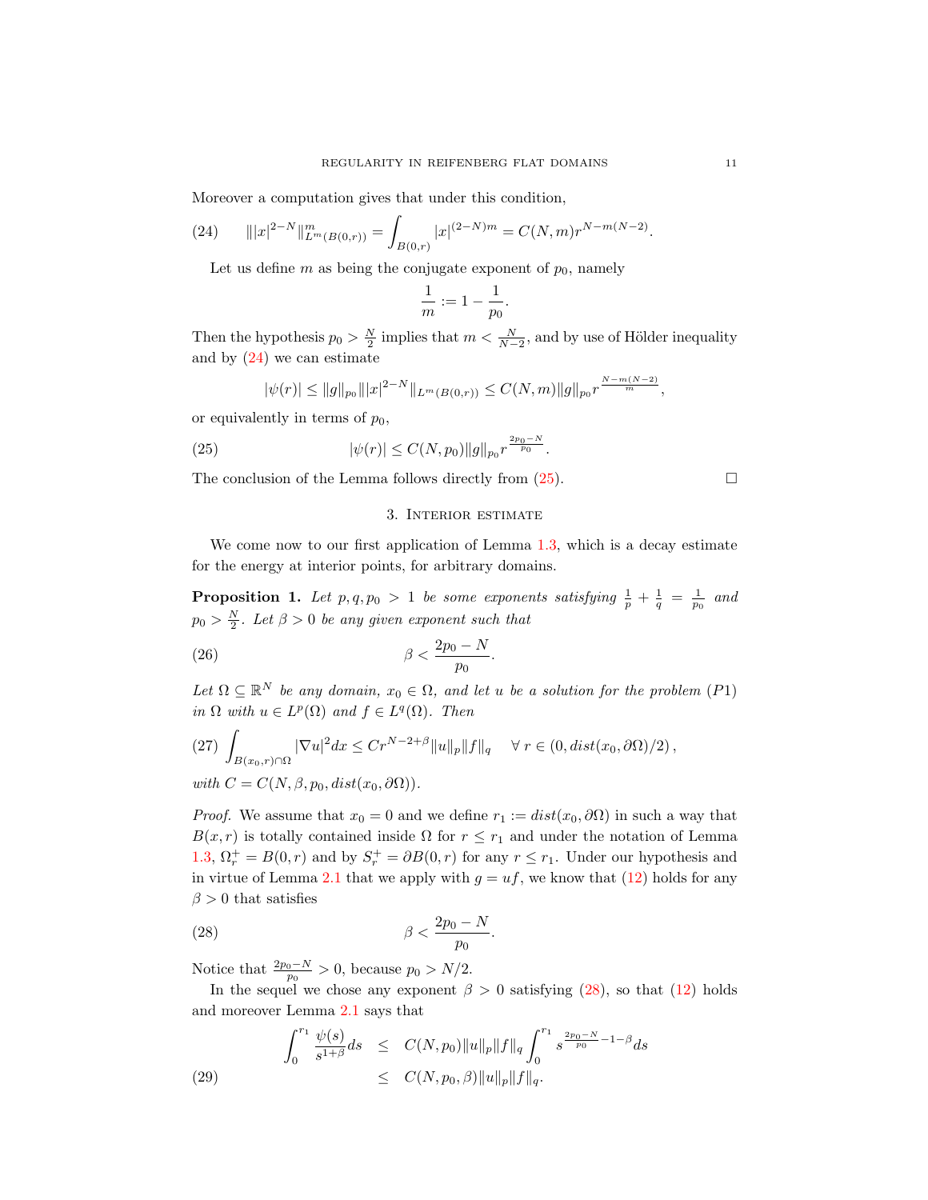Moreover a computation gives that under this condition,

$$\||x|^{2-N}\|^m_{L^m(B(0,r))} = \int_{B(0,r)} |x|^{(2-N)m} = C(N,m) r^{N-m(N-2)}. \tag{24}$$

Let us define $m$ as being the conjugate exponent of $p_0$, namely

$$\frac{1}{m} := 1 - \frac{1}{p_0}.$$

Then the hypothesis $p_0 > \frac{N}{2}$ implies that $m < \frac{N}{N-2}$, and by use of Hölder inequality and by (24) we can estimate

$$|\psi(r)| \leq \|g\|_{p_0} \||x|^{2-N}\|_{L^m(B(0,r))} \leq C(N,m)\|g\|_{p_0} r^{\frac{N-m(N-2)}{m}},$$

or equivalently in terms of $p_0$,

$$|\psi(r)| \leq C(N,p_0)\|g\|_{p_0} r^{\frac{2p_0-N}{p_0}}. \tag{25}$$

The conclusion of the Lemma follows directly from (25). $\square$

## 3. Interior estimate

We come now to our first application of Lemma 1.3, which is a decay estimate for the energy at interior points, for arbitrary domains.

**Proposition 1.** *Let $p, q, p_0 > 1$ be some exponents satisfying $\frac{1}{p} + \frac{1}{q} = \frac{1}{p_0}$ and $p_0 > \frac{N}{2}$. Let $\beta > 0$ be any given exponent such that*

$$\beta < \frac{2p_0 - N}{p_0}. \tag{26}$$

*Let $\Omega \subseteq \mathbb{R}^N$ be any domain, $x_0 \in \Omega$, and let $u$ be a solution for the problem $(P1)$ in $\Omega$ with $u \in L^p(\Omega)$ and $f \in L^q(\Omega)$. Then*

$$\int_{B(x_0,r)\cap\Omega} |\nabla u|^2 dx \leq C r^{N-2+\beta} \|u\|_p \|f\|_q \quad \forall\, r \in (0, dist(x_0, \partial\Omega)/2), \tag{27}$$

*with $C = C(N, \beta, p_0, dist(x_0, \partial\Omega))$.*

*Proof.* We assume that $x_0 = 0$ and we define $r_1 := dist(x_0, \partial\Omega)$ in such a way that $B(x,r)$ is totally contained inside $\Omega$ for $r \leq r_1$ and under the notation of Lemma 1.3, $\Omega_r^+ = B(0,r)$ and by $S_r^+ = \partial B(0,r)$ for any $r \leq r_1$. Under our hypothesis and in virtue of Lemma 2.1 that we apply with $g = uf$, we know that (12) holds for any $\beta > 0$ that satisfies

$$\beta < \frac{2p_0 - N}{p_0}. \tag{28}$$

Notice that $\frac{2p_0-N}{p_0} > 0$, because $p_0 > N/2$.

In the sequel we chose any exponent $\beta > 0$ satisfying (28), so that (12) holds and moreover Lemma 2.1 says that

$$\begin{aligned} \int_0^{r_1} \frac{\psi(s)}{s^{1+\beta}} ds &\leq C(N,p_0)\|u\|_p \|f\|_q \int_0^{r_1} s^{\frac{2p_0-N}{p_0} - 1 - \beta} ds \\ &\leq C(N,p_0,\beta)\|u\|_p\|f\|_q. \end{aligned} \tag{29}$$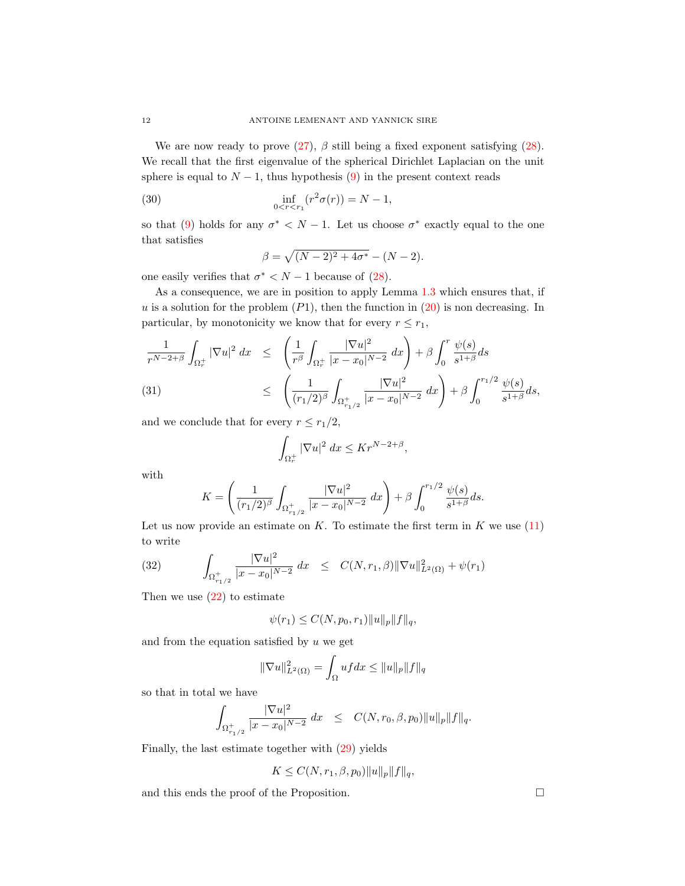We are now ready to prove (27), $\beta$ still being a fixed exponent satisfying (28). We recall that the first eigenvalue of the spherical Dirichlet Laplacian on the unit sphere is equal to $N-1$, thus hypothesis (9) in the present context reads

$$
\inf_{0<r<r_1} (r^2\sigma(r)) = N-1, \tag{30}
$$

so that (9) holds for any $\sigma^* < N-1$. Let us choose $\sigma^*$ exactly equal to the one that satisfies

$$
\beta = \sqrt{(N-2)^2 + 4\sigma^*} - (N-2).
$$

one easily verifies that $\sigma^* < N-1$ because of (28).

As a consequence, we are in position to apply Lemma 1.3 which ensures that, if $u$ is a solution for the problem $(P1)$, then the function in (20) is non decreasing. In particular, by monotonicity we know that for every $r \leq r_1$,

$$
\begin{aligned}
\frac{1}{r^{N-2+\beta}} \int_{\Omega_r^+} |\nabla u|^2 \, dx &\leq \left( \frac{1}{r^\beta} \int_{\Omega_r^+} \frac{|\nabla u|^2}{|x-x_0|^{N-2}} \, dx \right) + \beta \int_0^r \frac{\psi(s)}{s^{1+\beta}} ds \\
&\leq \left( \frac{1}{(r_1/2)^\beta} \int_{\Omega_{r_1/2}^+} \frac{|\nabla u|^2}{|x-x_0|^{N-2}} \, dx \right) + \beta \int_0^{r_1/2} \frac{\psi(s)}{s^{1+\beta}} ds,
\end{aligned} \tag{31}
$$

and we conclude that for every $r \leq r_1/2$,

$$
\int_{\Omega_r^+} |\nabla u|^2 \, dx \leq K r^{N-2+\beta},
$$

with

$$
K = \left( \frac{1}{(r_1/2)^\beta} \int_{\Omega_{r_1/2}^+} \frac{|\nabla u|^2}{|x-x_0|^{N-2}} \, dx \right) + \beta \int_0^{r_1/2} \frac{\psi(s)}{s^{1+\beta}} ds.
$$

Let us now provide an estimate on $K$. To estimate the first term in $K$ we use (11) to write

$$
\int_{\Omega_{r_1/2}^+} \frac{|\nabla u|^2}{|x-x_0|^{N-2}} \, dx \leq C(N, r_1, \beta) \|\nabla u\|_{L^2(\Omega)}^2 + \psi(r_1) \tag{32}
$$

Then we use (22) to estimate

$$
\psi(r_1) \leq C(N, p_0, r_1) \|u\|_p \|f\|_q,
$$

and from the equation satisfied by $u$ we get

$$
\|\nabla u\|_{L^2(\Omega)}^2 = \int_\Omega u f dx \leq \|u\|_p \|f\|_q
$$

so that in total we have

$$
\int_{\Omega_{r_1/2}^+} \frac{|\nabla u|^2}{|x-x_0|^{N-2}} \, dx \leq C(N, r_0, \beta, p_0) \|u\|_p \|f\|_q.
$$

Finally, the last estimate together with (29) yields

$$
K \leq C(N, r_1, \beta, p_0) \|u\|_p \|f\|_q,
$$

and this ends the proof of the Proposition. $\square$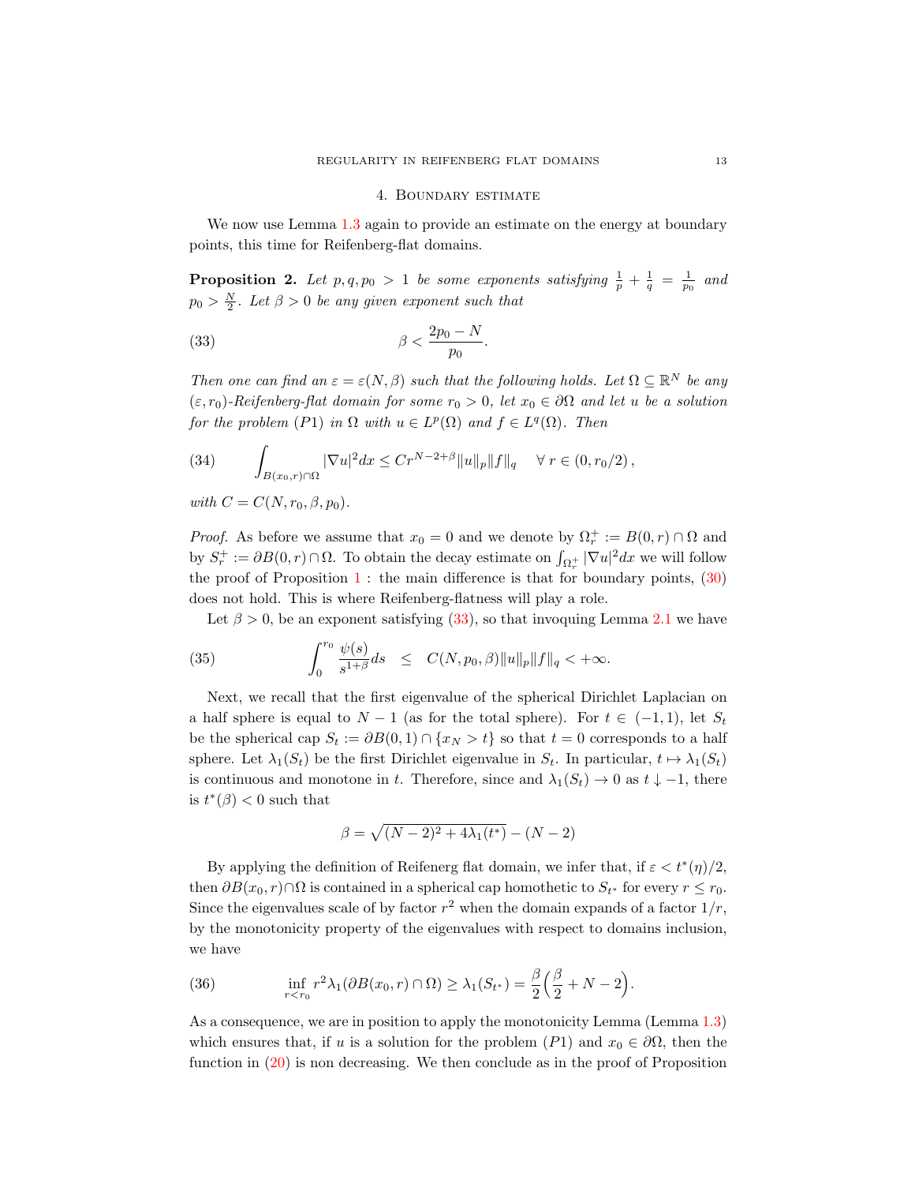## 4. Boundary estimate

We now use Lemma 1.3 again to provide an estimate on the energy at boundary points, this time for Reifenberg-flat domains.

**Proposition 2.** *Let $p, q, p_0 > 1$ be some exponents satisfying $\frac{1}{p} + \frac{1}{q} = \frac{1}{p_0}$ and $p_0 > \frac{N}{2}$. Let $\beta > 0$ be any given exponent such that*

$$\beta < \frac{2p_0 - N}{p_0}. \tag{33}$$

*Then one can find an $\varepsilon = \varepsilon(N, \beta)$ such that the following holds. Let $\Omega \subseteq \mathbb{R}^N$ be any $(\varepsilon, r_0)$-Reifenberg-flat domain for some $r_0 > 0$, let $x_0 \in \partial\Omega$ and let $u$ be a solution for the problem $(P1)$ in $\Omega$ with $u \in L^p(\Omega)$ and $f \in L^q(\Omega)$. Then*

$$\int_{B(x_0,r)\cap\Omega} |\nabla u|^2 dx \leq C r^{N-2+\beta} \|u\|_p \|f\|_q \quad \forall\, r \in (0, r_0/2), \tag{34}$$

*with $C = C(N, r_0, \beta, p_0)$.*

*Proof.* As before we assume that $x_0 = 0$ and we denote by $\Omega_r^+ := B(0,r) \cap \Omega$ and by $S_r^+ := \partial B(0,r) \cap \Omega$. To obtain the decay estimate on $\int_{\Omega_r^+} |\nabla u|^2 dx$ we will follow the proof of Proposition 1 : the main difference is that for boundary points, (30) does not hold. This is where Reifenberg-flatness will play a role.

Let $\beta > 0$, be an exponent satisfying (33), so that invoquing Lemma 2.1 we have

$$\int_0^{r_0} \frac{\psi(s)}{s^{1+\beta}} ds \quad \leq \quad C(N, p_0, \beta) \|u\|_p \|f\|_q < +\infty. \tag{35}$$

Next, we recall that the first eigenvalue of the spherical Dirichlet Laplacian on a half sphere is equal to $N - 1$ (as for the total sphere). For $t \in (-1, 1)$, let $S_t$ be the spherical cap $S_t := \partial B(0,1) \cap \{x_N > t\}$ so that $t = 0$ corresponds to a half sphere. Let $\lambda_1(S_t)$ be the first Dirichlet eigenvalue in $S_t$. In particular, $t \mapsto \lambda_1(S_t)$ is continuous and monotone in $t$. Therefore, since and $\lambda_1(S_t) \to 0$ as $t \downarrow -1$, there is $t^*(\beta) < 0$ such that

$$\beta = \sqrt{(N-2)^2 + 4\lambda_1(t^*)} - (N-2)$$

By applying the definition of Reifenerg flat domain, we infer that, if $\varepsilon < t^*(\eta)/2$, then $\partial B(x_0, r) \cap \Omega$ is contained in a spherical cap homothetic to $S_{t^*}$ for every $r \leq r_0$. Since the eigenvalues scale of by factor $r^2$ when the domain expands of a factor $1/r$, by the monotonicity property of the eigenvalues with respect to domains inclusion, we have

$$\inf_{r < r_0} r^2 \lambda_1(\partial B(x_0, r) \cap \Omega) \geq \lambda_1(S_{t^*}) = \frac{\beta}{2}\Big(\frac{\beta}{2} + N - 2\Big). \tag{36}$$

As a consequence, we are in position to apply the monotonicity Lemma (Lemma 1.3) which ensures that, if $u$ is a solution for the problem $(P1)$ and $x_0 \in \partial\Omega$, then the function in (20) is non decreasing. We then conclude as in the proof of Proposition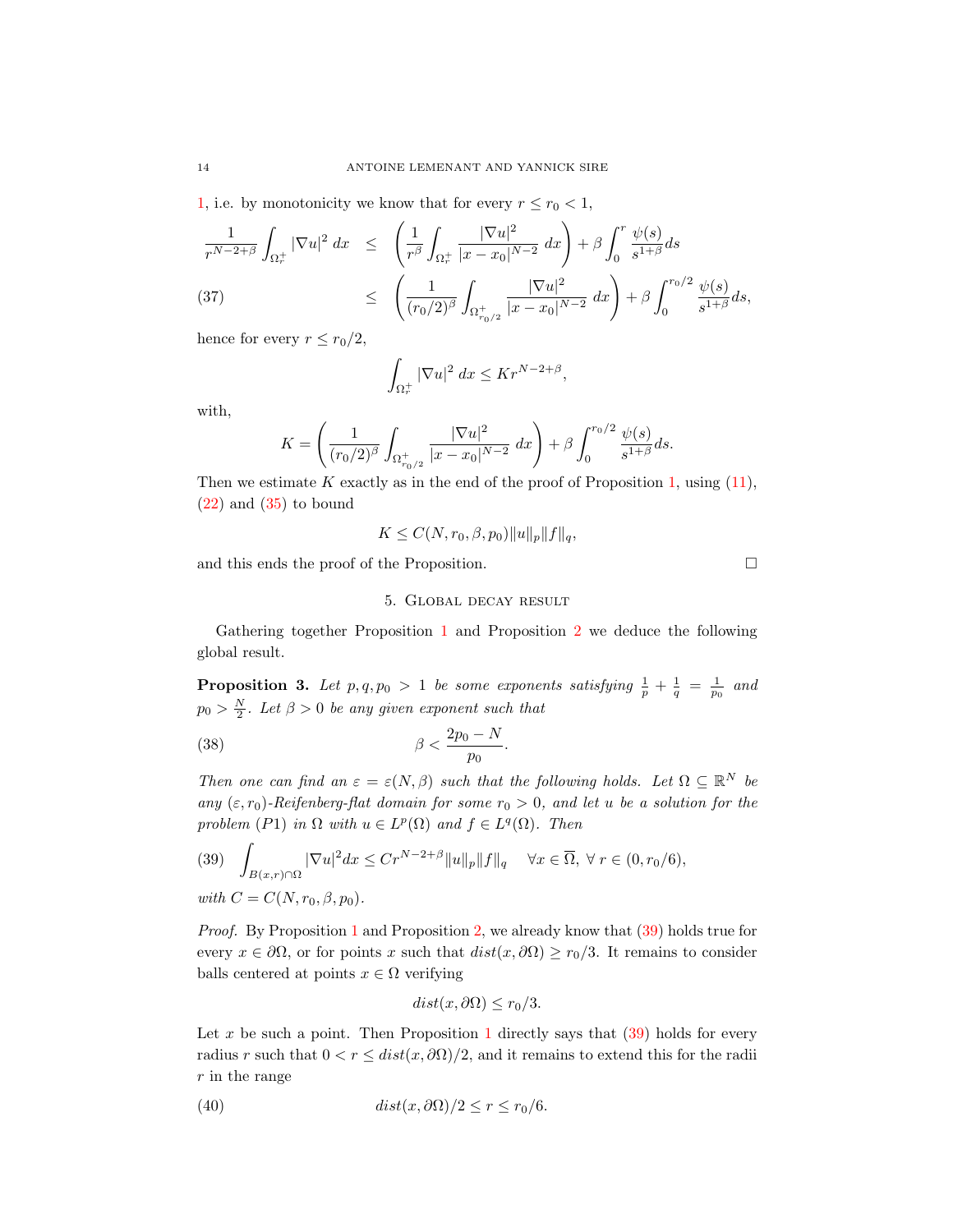1, i.e. by monotonicity we know that for every $r \leq r_0 < 1$,

$$
\begin{aligned}
\frac{1}{r^{N-2+\beta}} \int_{\Omega_r^+} |\nabla u|^2 \, dx &\leq \left( \frac{1}{r^\beta} \int_{\Omega_r^+} \frac{|\nabla u|^2}{|x-x_0|^{N-2}} \, dx \right) + \beta \int_0^r \frac{\psi(s)}{s^{1+\beta}} ds \\
&\leq \left( \frac{1}{(r_0/2)^\beta} \int_{\Omega_{r_0/2}^+} \frac{|\nabla u|^2}{|x-x_0|^{N-2}} \, dx \right) + \beta \int_0^{r_0/2} \frac{\psi(s)}{s^{1+\beta}} ds, \qquad (37)
\end{aligned}
$$

hence for every $r \leq r_0/2$,

$$
\int_{\Omega_r^+} |\nabla u|^2 \, dx \leq K r^{N-2+\beta},
$$

with,

$$
K = \left( \frac{1}{(r_0/2)^\beta} \int_{\Omega_{r_0/2}^+} \frac{|\nabla u|^2}{|x-x_0|^{N-2}} \, dx \right) + \beta \int_0^{r_0/2} \frac{\psi(s)}{s^{1+\beta}} ds.
$$

Then we estimate $K$ exactly as in the end of the proof of Proposition 1, using (11), (22) and (35) to bound

$$
K \leq C(N, r_0, \beta, p_0) \|u\|_p \|f\|_q,
$$

and this ends the proof of the Proposition. $\square$

## 5. Global decay result

Gathering together Proposition 1 and Proposition 2 we deduce the following global result.

**Proposition 3.** *Let $p, q, p_0 > 1$ be some exponents satisfying $\frac{1}{p} + \frac{1}{q} = \frac{1}{p_0}$ and $p_0 > \frac{N}{2}$. Let $\beta > 0$ be any given exponent such that*

$$
\beta < \frac{2p_0 - N}{p_0}. \qquad (38)
$$

*Then one can find an $\varepsilon = \varepsilon(N, \beta)$ such that the following holds. Let $\Omega \subseteq \mathbb{R}^N$ be any $(\varepsilon, r_0)$-Reifenberg-flat domain for some $r_0 > 0$, and let $u$ be a solution for the problem $(P1)$ in $\Omega$ with $u \in L^p(\Omega)$ and $f \in L^q(\Omega)$. Then*

$$
\int_{B(x,r)\cap\Omega} |\nabla u|^2 dx \leq C r^{N-2+\beta} \|u\|_p \|f\|_q \quad \forall x \in \overline{\Omega}, \ \forall \, r \in (0, r_0/6), \qquad (39)
$$

*with $C = C(N, r_0, \beta, p_0)$.*

*Proof.* By Proposition 1 and Proposition 2, we already know that (39) holds true for every $x \in \partial\Omega$, or for points $x$ such that $dist(x, \partial\Omega) \geq r_0/3$. It remains to consider balls centered at points $x \in \Omega$ verifying

$$
dist(x, \partial\Omega) \leq r_0/3.
$$

Let $x$ be such a point. Then Proposition 1 directly says that (39) holds for every radius $r$ such that $0 < r \leq dist(x, \partial\Omega)/2$, and it remains to extend this for the radii $r$ in the range

$$
dist(x, \partial\Omega)/2 \leq r \leq r_0/6. \qquad (40)
$$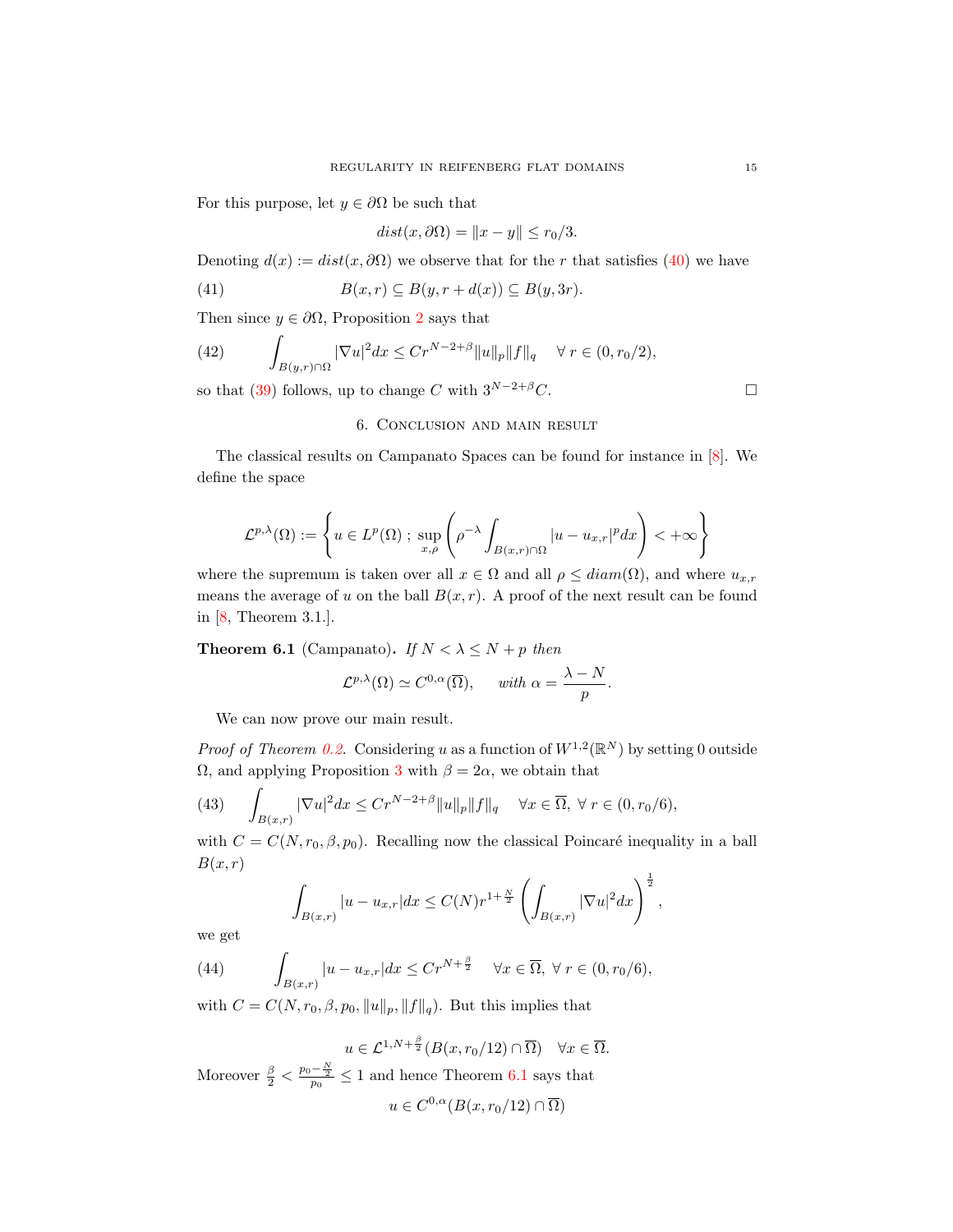For this purpose, let $y \in \partial\Omega$ be such that

$$dist(x, \partial\Omega) = \|x - y\| \leq r_0/3.$$

Denoting $d(x) := dist(x, \partial\Omega)$ we observe that for the $r$ that satisfies (40) we have

$$B(x,r) \subseteq B(y, r + d(x)) \subseteq B(y, 3r). \tag{41}$$

Then since $y \in \partial\Omega$, Proposition 2 says that

$$\int_{B(y,r)\cap\Omega} |\nabla u|^2 dx \leq C r^{N-2+\beta} \|u\|_p \|f\|_q \quad \forall\, r \in (0, r_0/2), \tag{42}$$

so that (39) follows, up to change $C$ with $3^{N-2+\beta}C$. □

## 6. Conclusion and main result

The classical results on Campanato Spaces can be found for instance in [8]. We define the space

$$\mathcal{L}^{p,\lambda}(\Omega) := \left\{ u \in L^p(\Omega)\ ;\ \sup_{x,\rho} \left( \rho^{-\lambda} \int_{B(x,r)\cap\Omega} |u - u_{x,r}|^p dx \right) < +\infty \right\}$$

where the supremum is taken over all $x \in \Omega$ and all $\rho \leq diam(\Omega)$, and where $u_{x,r}$ means the average of $u$ on the ball $B(x,r)$. A proof of the next result can be found in [8, Theorem 3.1.].

**Theorem 6.1** (Campanato)**.** *If $N < \lambda \leq N + p$ then*

$$\mathcal{L}^{p,\lambda}(\Omega) \simeq C^{0,\alpha}(\overline{\Omega}), \qquad \text{with } \alpha = \frac{\lambda - N}{p}.$$

We can now prove our main result.

*Proof of Theorem 0.2.* Considering $u$ as a function of $W^{1,2}(\mathbb{R}^N)$ by setting 0 outside $\Omega$, and applying Proposition 3 with $\beta = 2\alpha$, we obtain that

$$\int_{B(x,r)} |\nabla u|^2 dx \leq C r^{N-2+\beta} \|u\|_p \|f\|_q \quad \forall x \in \overline{\Omega},\ \forall\, r \in (0, r_0/6), \tag{43}$$

with $C = C(N, r_0, \beta, p_0)$. Recalling now the classical Poincaré inequality in a ball $B(x,r)$

$$\int_{B(x,r)} |u - u_{x,r}| dx \leq C(N) r^{1+\frac{N}{2}} \left( \int_{B(x,r)} |\nabla u|^2 dx \right)^{\frac{1}{2}},$$

we get

$$\int_{B(x,r)} |u - u_{x,r}| dx \leq C r^{N+\frac{\beta}{2}} \quad \forall x \in \overline{\Omega},\ \forall\, r \in (0, r_0/6), \tag{44}$$

with $C = C(N, r_0, \beta, p_0, \|u\|_p, \|f\|_q)$. But this implies that

$$u \in \mathcal{L}^{1,N+\frac{\beta}{2}}(B(x, r_0/12) \cap \overline{\Omega}) \quad \forall x \in \overline{\Omega}.$$

Moreover $\frac{\beta}{2} < \frac{p_0 - \frac{N}{2}}{p_0} \leq 1$ and hence Theorem 6.1 says that

$$u \in C^{0,\alpha}(B(x, r_0/12) \cap \overline{\Omega})$$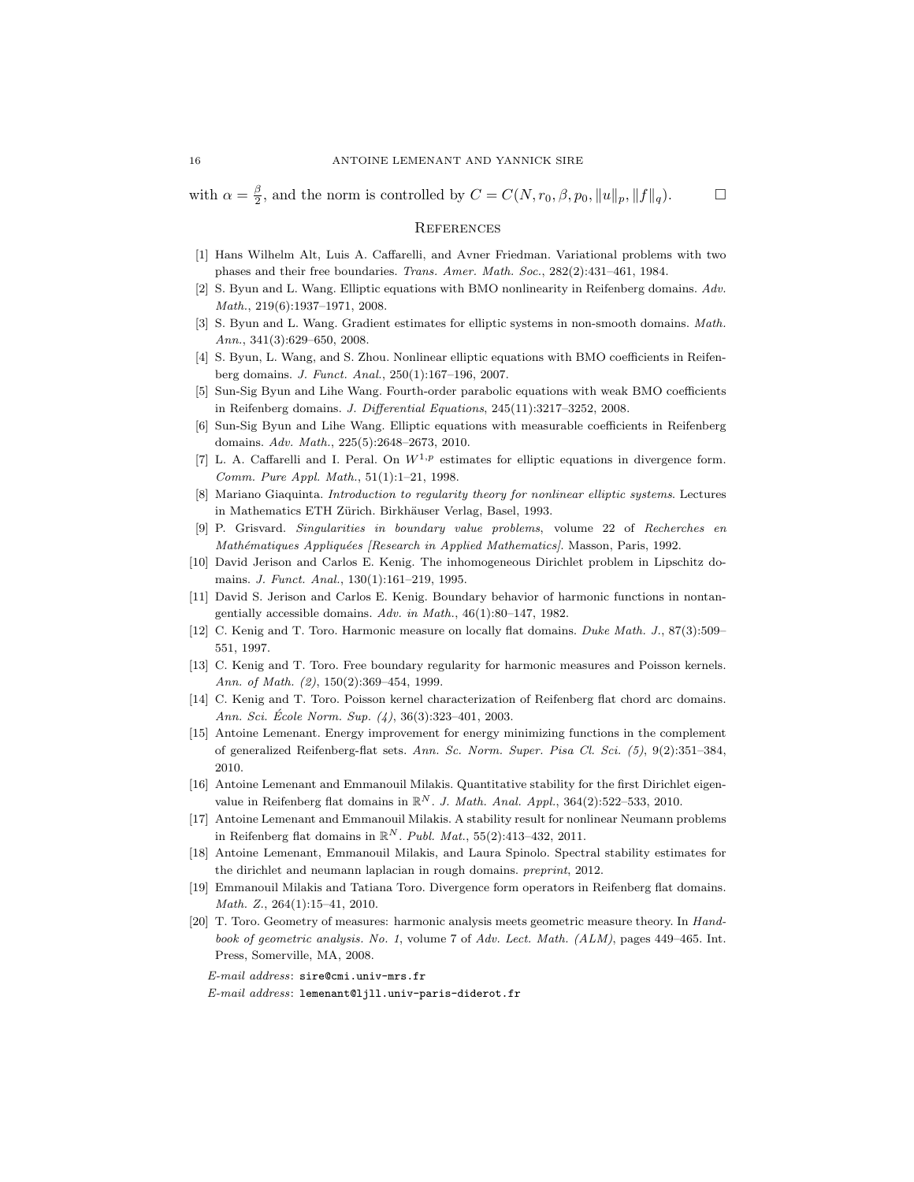with $\alpha = \frac{\beta}{2}$, and the norm is controlled by $C = C(N, r_0, \beta, p_0, \|u\|_p, \|f\|_q)$. $\square$

## References

[1] Hans Wilhelm Alt, Luis A. Caffarelli, and Avner Friedman. Variational problems with two phases and their free boundaries. *Trans. Amer. Math. Soc.*, 282(2):431–461, 1984.

[2] S. Byun and L. Wang. Elliptic equations with BMO nonlinearity in Reifenberg domains. *Adv. Math.*, 219(6):1937–1971, 2008.

[3] S. Byun and L. Wang. Gradient estimates for elliptic systems in non-smooth domains. *Math. Ann.*, 341(3):629–650, 2008.

[4] S. Byun, L. Wang, and S. Zhou. Nonlinear elliptic equations with BMO coefficients in Reifenberg domains. *J. Funct. Anal.*, 250(1):167–196, 2007.

[5] Sun-Sig Byun and Lihe Wang. Fourth-order parabolic equations with weak BMO coefficients in Reifenberg domains. *J. Differential Equations*, 245(11):3217–3252, 2008.

[6] Sun-Sig Byun and Lihe Wang. Elliptic equations with measurable coefficients in Reifenberg domains. *Adv. Math.*, 225(5):2648–2673, 2010.

[7] L. A. Caffarelli and I. Peral. On $W^{1,p}$ estimates for elliptic equations in divergence form. *Comm. Pure Appl. Math.*, 51(1):1–21, 1998.

[8] Mariano Giaquinta. *Introduction to regularity theory for nonlinear elliptic systems*. Lectures in Mathematics ETH Zürich. Birkhäuser Verlag, Basel, 1993.

[9] P. Grisvard. *Singularities in boundary value problems*, volume 22 of *Recherches en Mathématiques Appliquées [Research in Applied Mathematics]*. Masson, Paris, 1992.

[10] David Jerison and Carlos E. Kenig. The inhomogeneous Dirichlet problem in Lipschitz domains. *J. Funct. Anal.*, 130(1):161–219, 1995.

[11] David S. Jerison and Carlos E. Kenig. Boundary behavior of harmonic functions in nontangentially accessible domains. *Adv. in Math.*, 46(1):80–147, 1982.

[12] C. Kenig and T. Toro. Harmonic measure on locally flat domains. *Duke Math. J.*, 87(3):509–551, 1997.

[13] C. Kenig and T. Toro. Free boundary regularity for harmonic measures and Poisson kernels. *Ann. of Math. (2)*, 150(2):369–454, 1999.

[14] C. Kenig and T. Toro. Poisson kernel characterization of Reifenberg flat chord arc domains. *Ann. Sci. École Norm. Sup. (4)*, 36(3):323–401, 2003.

[15] Antoine Lemenant. Energy improvement for energy minimizing functions in the complement of generalized Reifenberg-flat sets. *Ann. Sc. Norm. Super. Pisa Cl. Sci. (5)*, 9(2):351–384, 2010.

[16] Antoine Lemenant and Emmanouil Milakis. Quantitative stability for the first Dirichlet eigenvalue in Reifenberg flat domains in $\mathbb{R}^N$. *J. Math. Anal. Appl.*, 364(2):522–533, 2010.

[17] Antoine Lemenant and Emmanouil Milakis. A stability result for nonlinear Neumann problems in Reifenberg flat domains in $\mathbb{R}^N$. *Publ. Mat.*, 55(2):413–432, 2011.

[18] Antoine Lemenant, Emmanouil Milakis, and Laura Spinolo. Spectral stability estimates for the dirichlet and neumann laplacian in rough domains. *preprint*, 2012.

[19] Emmanouil Milakis and Tatiana Toro. Divergence form operators in Reifenberg flat domains. *Math. Z.*, 264(1):15–41, 2010.

[20] T. Toro. Geometry of measures: harmonic analysis meets geometric measure theory. In *Handbook of geometric analysis. No. 1*, volume 7 of *Adv. Lect. Math. (ALM)*, pages 449–465. Int. Press, Somerville, MA, 2008.

*E-mail address*: sire@cmi.univ-mrs.fr

*E-mail address*: lemenant@ljll.univ-paris-diderot.fr